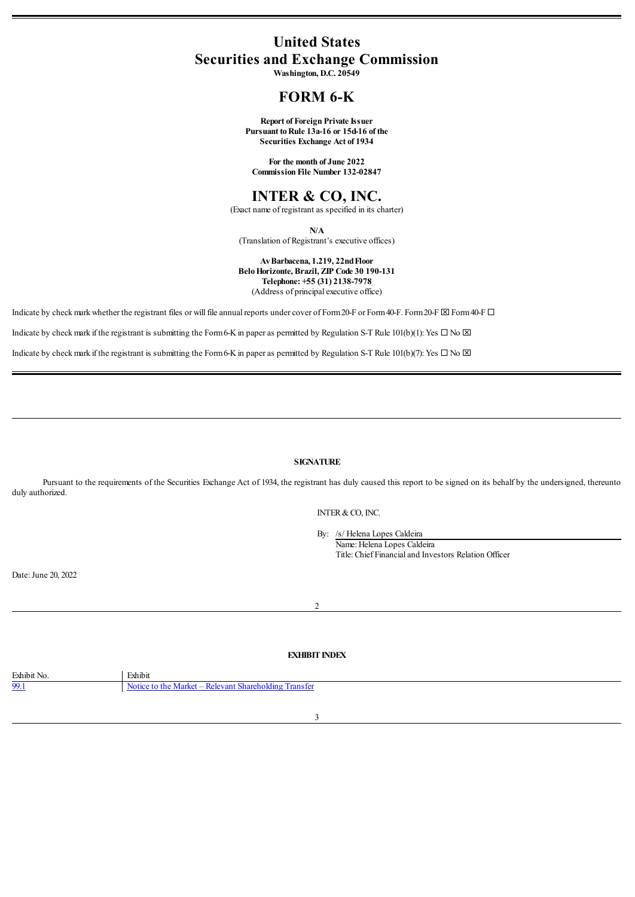# United States
# Securities and Exchange Commission

**Washington, D.C. 20549**

# FORM 6-K

**Report of Foreign Private Issuer**
**Pursuant to Rule 13a-16 or 15d-16 of the**
**Securities Exchange Act of 1934**

**For the month of June 2022**
**Commission File Number 132-02847**

# INTER & CO, INC.

(Exact name of registrant as specified in its charter)

**N/A**
(Translation of Registrant's executive offices)

**Av Barbacena, 1.219, 22nd Floor**
**Belo Horizonte, Brazil, ZIP Code 30 190-131**
**Telephone: +55 (31) 2138-7978**
(Address of principal executive office)

Indicate by check mark whether the registrant files or will file annual reports under cover of Form 20-F or Form 40-F. Form 20-F ☒ Form 40-F ☐

Indicate by check mark if the registrant is submitting the Form 6-K in paper as permitted by Regulation S-T Rule 101(b)(1): Yes ☐ No ☒

Indicate by check mark if the registrant is submitting the Form 6-K in paper as permitted by Regulation S-T Rule 101(b)(7): Yes ☐ No ☒

---

**SIGNATURE**

Pursuant to the requirements of the Securities Exchange Act of 1934, the registrant has duly caused this report to be signed on its behalf by the undersigned, thereunto duly authorized.

INTER & CO, INC.

By: /s/ Helena Lopes Caldeira
Name: Helena Lopes Caldeira
Title: Chief Financial and Investors Relation Officer

Date: June 20, 2022

---

**EXHIBIT INDEX**

| Exhibit No. | Exhibit |
| --- | --- |
| 99.1 | Notice to the Market – Relevant Shareholding Transfer |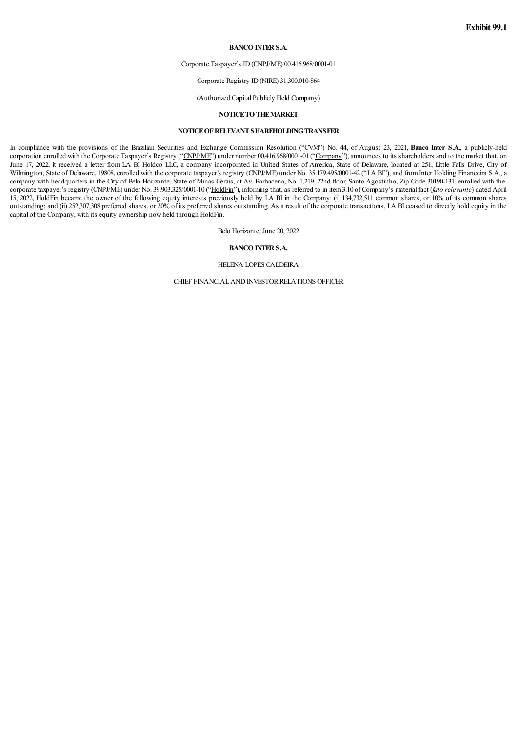**Exhibit 99.1**

**BANCO INTER S.A.**

Corporate Taxpayer's ID (CNPJ/ME) 00.416.968/0001-01

Corporate Registry ID (NIRE) 31.300.010-864

(Authorized Capital Publicly Held Company)

**NOTICE TO THE MARKET**

**NOTICE OF RELEVANT SHAREHOLDING TRANSFER**

In compliance with the provisions of the Brazilian Securities and Exchange Commission Resolution ("CVM") No. 44, of August 23, 2021, **Banco Inter S.A.**, a publicly-held corporation enrolled with the Corporate Taxpayer's Registry ("CNPJ/ME") under number 00.416.968/0001-01 ("Company"), announces to its shareholders and to the market that, on June 17, 2022, it received a letter from LA BI Holdco LLC, a company incorporated in United States of America, State of Delaware, located at 251, Little Falls Drive, City of Wilmington, State of Delaware, 19808, enrolled with the corporate taxpayer's registry (CNPJ/ME) under No. 35.179.495/0001-42 ("LA BI"), and from Inter Holding Financeira S.A., a company with headquarters in the City of Belo Horizonte, State of Minas Gerais, at Av. Barbacena, No. 1,219, 22nd floor, Santo Agostinho, Zip Code 30190-131, enrolled with the corporate taxpayer's registry (CNPJ/ME) under No. 39.903.325/0001-10 ("HoldFin"), informing that, as referred to in item 3.10 of Company's material fact (*fato relevante*) dated April 15, 2022, HoldFin became the owner of the following equity interests previously held by LA BI in the Company: (i) 134,732,511 common shares, or 10% of its common shares outstanding; and (ii) 252,307,308 preferred shares, or 20% of its preferred shares outstanding. As a result of the corporate transactions, LA BI ceased to directly hold equity in the capital of the Company, with its equity ownership now held through HoldFin.

Belo Horizonte, June 20, 2022

**BANCO INTER S.A.**

HELENA LOPES CALDEIRA

CHIEF FINANCIAL AND INVESTOR RELATIONS OFFICER